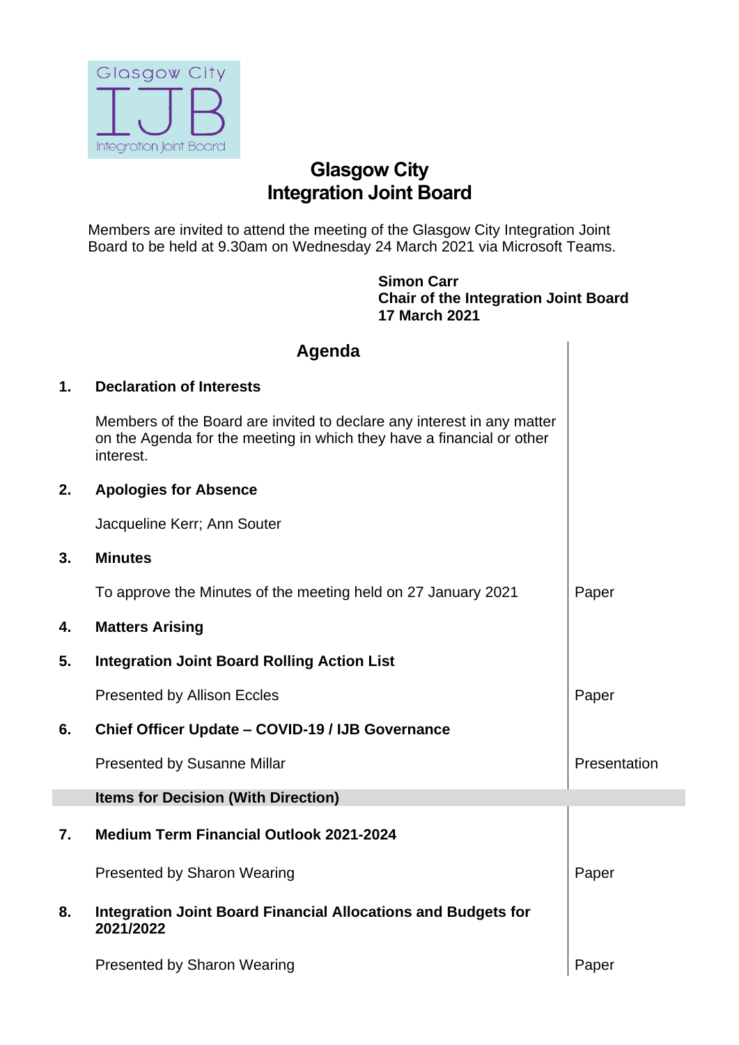Glasgow City IJB Integration Joint Board

# Glasgow City Integration Joint Board

Members are invited to attend the meeting of the Glasgow City Integration Joint Board to be held at 9.30am on Wednesday 24 March 2021 via Microsoft Teams.

**Simon Carr**
**Chair of the Integration Joint Board**
**17 March 2021**

## Agenda

| | | |
|---|---|---|
| **1.** | **Declaration of Interests** | |
| | Members of the Board are invited to declare any interest in any matter on the Agenda for the meeting in which they have a financial or other interest. | |
| **2.** | **Apologies for Absence** | |
| | Jacqueline Kerr; Ann Souter | |
| **3.** | **Minutes** | |
| | To approve the Minutes of the meeting held on 27 January 2021 | Paper |
| **4.** | **Matters Arising** | |
| **5.** | **Integration Joint Board Rolling Action List** | |
| | Presented by Allison Eccles | Paper |
| **6.** | **Chief Officer Update – COVID-19 / IJB Governance** | |
| | Presented by Susanne Millar | Presentation |
| | **Items for Decision (With Direction)** | |
| **7.** | **Medium Term Financial Outlook 2021-2024** | |
| | Presented by Sharon Wearing | Paper |
| **8.** | **Integration Joint Board Financial Allocations and Budgets for 2021/2022** | |
| | Presented by Sharon Wearing | Paper |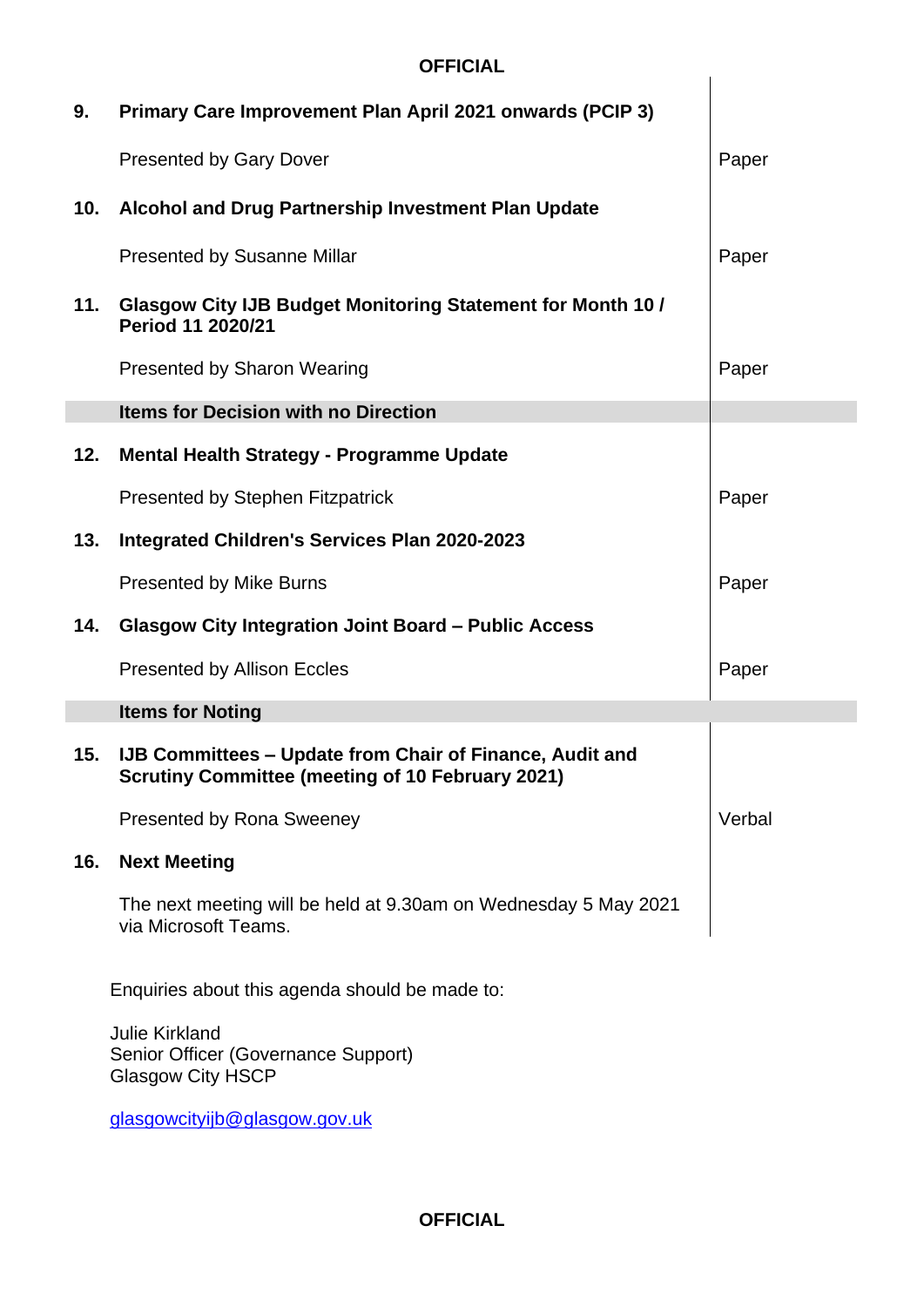| | | |
|---|---|---|
| **9.** | **Primary Care Improvement Plan April 2021 onwards (PCIP 3)** | |
| | Presented by Gary Dover | Paper |
| **10.** | **Alcohol and Drug Partnership Investment Plan Update** | |
| | Presented by Susanne Millar | Paper |
| **11.** | **Glasgow City IJB Budget Monitoring Statement for Month 10 / Period 11 2020/21** | |
| | Presented by Sharon Wearing | Paper |
| | **Items for Decision with no Direction** | |
| **12.** | **Mental Health Strategy - Programme Update** | |
| | Presented by Stephen Fitzpatrick | Paper |
| **13.** | **Integrated Children's Services Plan 2020-2023** | |
| | Presented by Mike Burns | Paper |
| **14.** | **Glasgow City Integration Joint Board – Public Access** | |
| | Presented by Allison Eccles | Paper |
| | **Items for Noting** | |
| **15.** | **IJB Committees – Update from Chair of Finance, Audit and Scrutiny Committee (meeting of 10 February 2021)** | |
| | Presented by Rona Sweeney | Verbal |
| **16.** | **Next Meeting** | |
| | The next meeting will be held at 9.30am on Wednesday 5 May 2021 via Microsoft Teams. | |

Enquiries about this agenda should be made to:

Julie Kirkland
Senior Officer (Governance Support)
Glasgow City HSCP

glasgowcityijb@glasgow.gov.uk